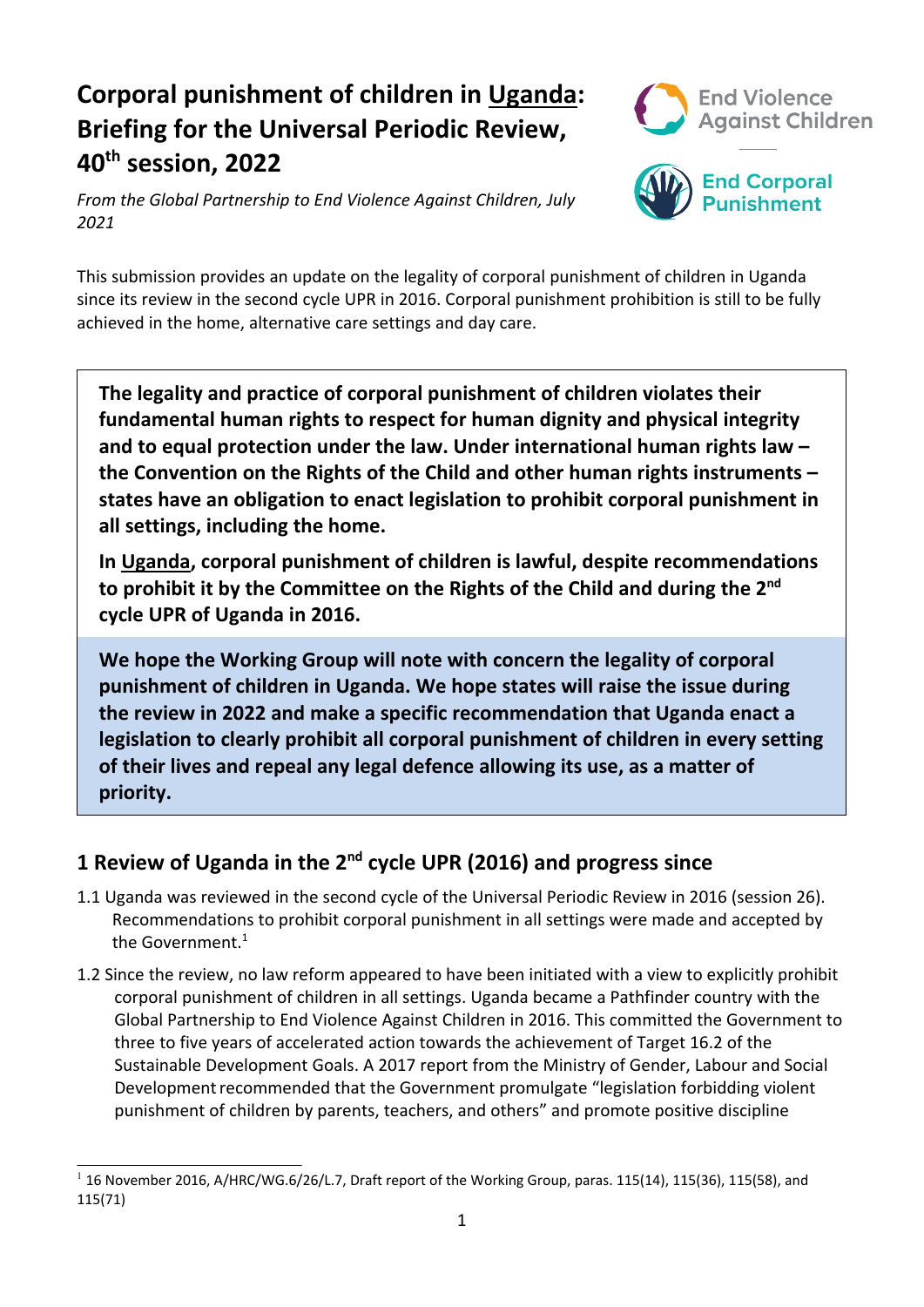# Corporal punishment of children in Uganda: Briefing for the Universal Periodic Review, 40th session, 2022

*From the Global Partnership to End Violence Against Children, July 2021*

This submission provides an update on the legality of corporal punishment of children in Uganda since its review in the second cycle UPR in 2016. Corporal punishment prohibition is still to be fully achieved in the home, alternative care settings and day care.

**The legality and practice of corporal punishment of children violates their fundamental human rights to respect for human dignity and physical integrity and to equal protection under the law. Under international human rights law – the Convention on the Rights of the Child and other human rights instruments – states have an obligation to enact legislation to prohibit corporal punishment in all settings, including the home.**

**In Uganda, corporal punishment of children is lawful, despite recommendations to prohibit it by the Committee on the Rights of the Child and during the 2nd cycle UPR of Uganda in 2016.**

**We hope the Working Group will note with concern the legality of corporal punishment of children in Uganda. We hope states will raise the issue during the review in 2022 and make a specific recommendation that Uganda enact a legislation to clearly prohibit all corporal punishment of children in every setting of their lives and repeal any legal defence allowing its use, as a matter of priority.**

## 1 Review of Uganda in the 2nd cycle UPR (2016) and progress since

1.1 Uganda was reviewed in the second cycle of the Universal Periodic Review in 2016 (session 26). Recommendations to prohibit corporal punishment in all settings were made and accepted by the Government.[1]

1.2 Since the review, no law reform appeared to have been initiated with a view to explicitly prohibit corporal punishment of children in all settings. Uganda became a Pathfinder country with the Global Partnership to End Violence Against Children in 2016. This committed the Government to three to five years of accelerated action towards the achievement of Target 16.2 of the Sustainable Development Goals. A 2017 report from the Ministry of Gender, Labour and Social Development recommended that the Government promulgate "legislation forbidding violent punishment of children by parents, teachers, and others" and promote positive discipline

[1] 16 November 2016, A/HRC/WG.6/26/L.7, Draft report of the Working Group, paras. 115(14), 115(36), 115(58), and 115(71)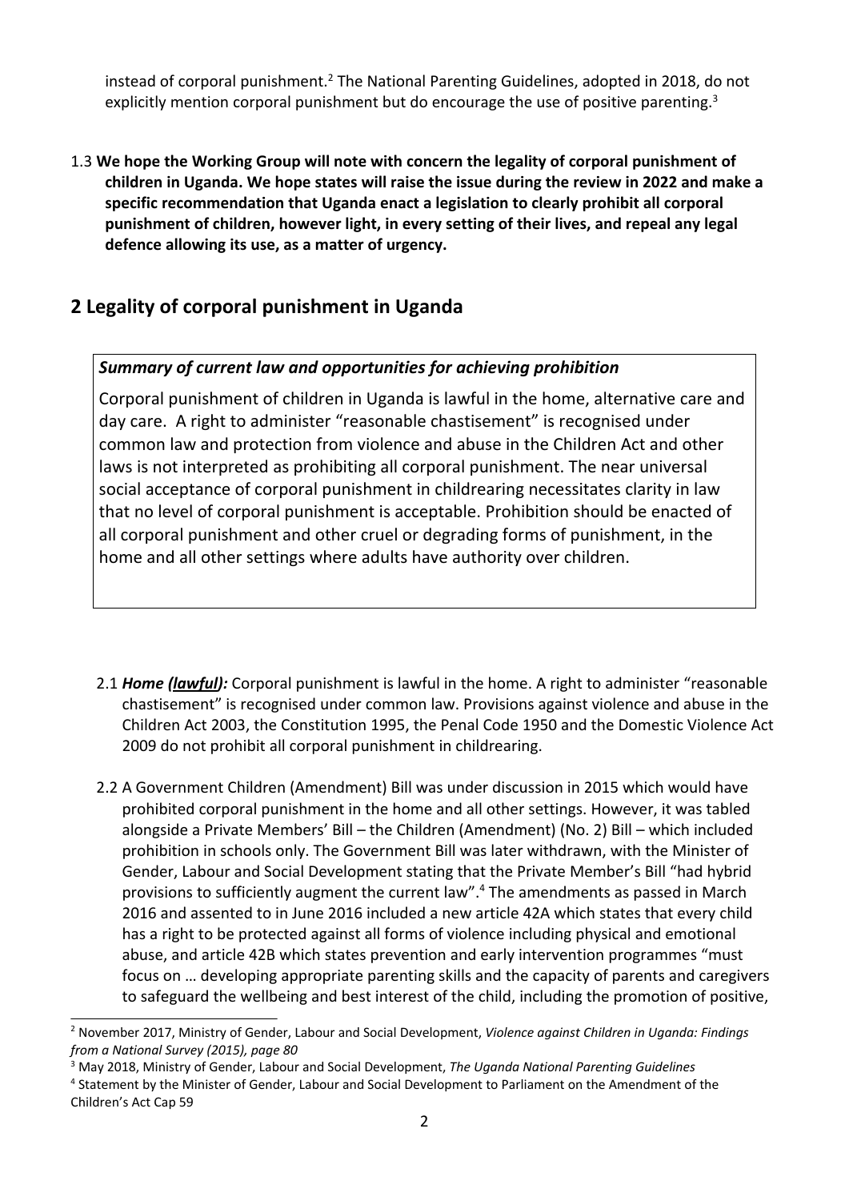instead of corporal punishment.[2] The National Parenting Guidelines, adopted in 2018, do not explicitly mention corporal punishment but do encourage the use of positive parenting.[3]

1.3 **We hope the Working Group will note with concern the legality of corporal punishment of children in Uganda. We hope states will raise the issue during the review in 2022 and make a specific recommendation that Uganda enact a legislation to clearly prohibit all corporal punishment of children, however light, in every setting of their lives, and repeal any legal defence allowing its use, as a matter of urgency.**

## 2 Legality of corporal punishment in Uganda

***Summary of current law and opportunities for achieving prohibition***

Corporal punishment of children in Uganda is lawful in the home, alternative care and day care. A right to administer "reasonable chastisement" is recognised under common law and protection from violence and abuse in the Children Act and other laws is not interpreted as prohibiting all corporal punishment. The near universal social acceptance of corporal punishment in childrearing necessitates clarity in law that no level of corporal punishment is acceptable. Prohibition should be enacted of all corporal punishment and other cruel or degrading forms of punishment, in the home and all other settings where adults have authority over children.

2.1 ***Home (lawful):*** Corporal punishment is lawful in the home. A right to administer "reasonable chastisement" is recognised under common law. Provisions against violence and abuse in the Children Act 2003, the Constitution 1995, the Penal Code 1950 and the Domestic Violence Act 2009 do not prohibit all corporal punishment in childrearing.

2.2 A Government Children (Amendment) Bill was under discussion in 2015 which would have prohibited corporal punishment in the home and all other settings. However, it was tabled alongside a Private Members' Bill – the Children (Amendment) (No. 2) Bill – which included prohibition in schools only. The Government Bill was later withdrawn, with the Minister of Gender, Labour and Social Development stating that the Private Member's Bill "had hybrid provisions to sufficiently augment the current law".[4] The amendments as passed in March 2016 and assented to in June 2016 included a new article 42A which states that every child has a right to be protected against all forms of violence including physical and emotional abuse, and article 42B which states prevention and early intervention programmes "must focus on … developing appropriate parenting skills and the capacity of parents and caregivers to safeguard the wellbeing and best interest of the child, including the promotion of positive,

---

[2] November 2017, Ministry of Gender, Labour and Social Development, *Violence against Children in Uganda: Findings from a National Survey (2015), page 80*

[3] May 2018, Ministry of Gender, Labour and Social Development, *The Uganda National Parenting Guidelines*

[4] Statement by the Minister of Gender, Labour and Social Development to Parliament on the Amendment of the Children's Act Cap 59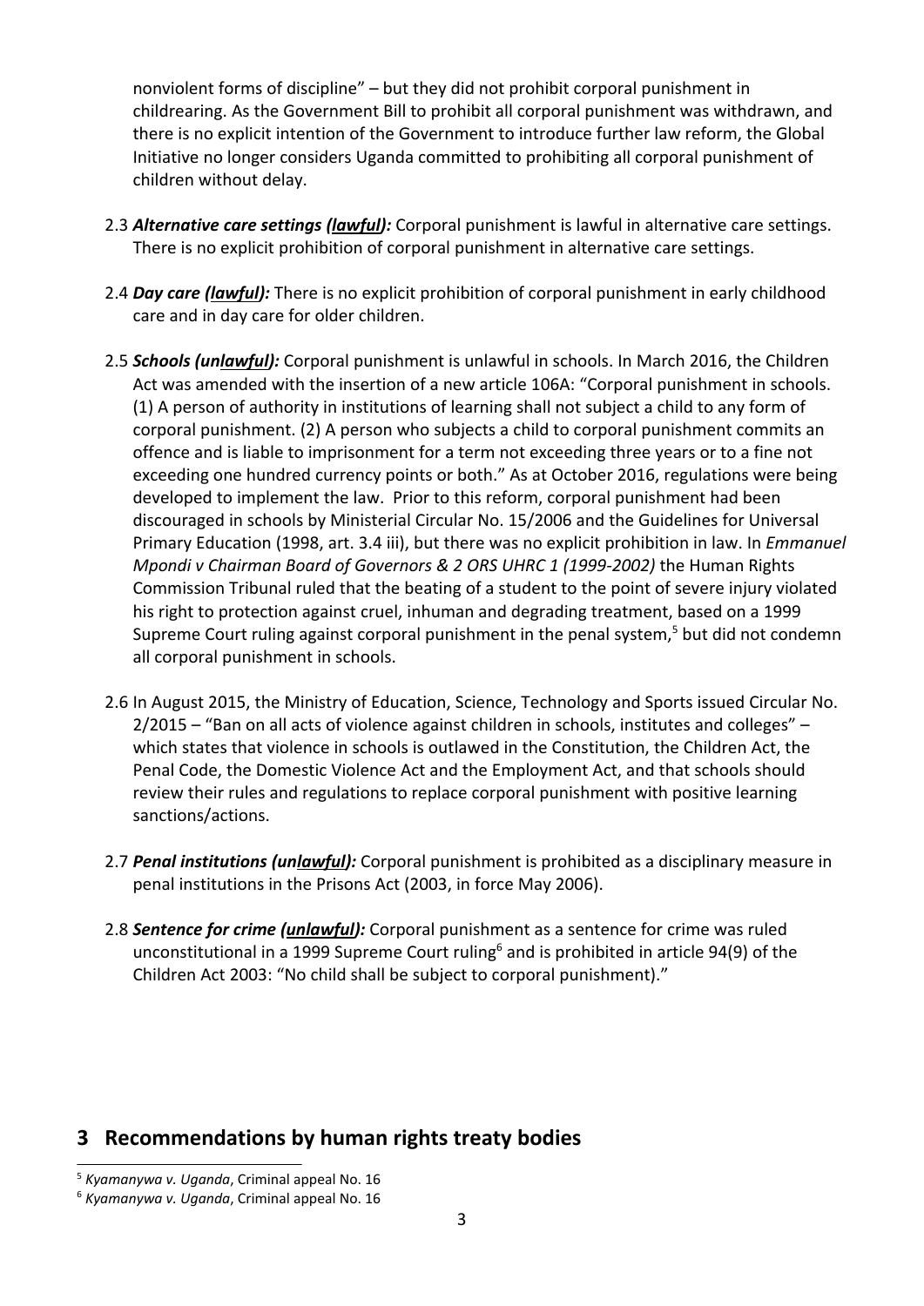nonviolent forms of discipline" – but they did not prohibit corporal punishment in childrearing. As the Government Bill to prohibit all corporal punishment was withdrawn, and there is no explicit intention of the Government to introduce further law reform, the Global Initiative no longer considers Uganda committed to prohibiting all corporal punishment of children without delay.

2.3 ***Alternative care settings (lawful):*** Corporal punishment is lawful in alternative care settings. There is no explicit prohibition of corporal punishment in alternative care settings.

2.4 ***Day care (lawful):*** There is no explicit prohibition of corporal punishment in early childhood care and in day care for older children.

2.5 ***Schools (unlawful):*** Corporal punishment is unlawful in schools. In March 2016, the Children Act was amended with the insertion of a new article 106A: "Corporal punishment in schools. (1) A person of authority in institutions of learning shall not subject a child to any form of corporal punishment. (2) A person who subjects a child to corporal punishment commits an offence and is liable to imprisonment for a term not exceeding three years or to a fine not exceeding one hundred currency points or both." As at October 2016, regulations were being developed to implement the law. Prior to this reform, corporal punishment had been discouraged in schools by Ministerial Circular No. 15/2006 and the Guidelines for Universal Primary Education (1998, art. 3.4 iii), but there was no explicit prohibition in law. In *Emmanuel Mpondi v Chairman Board of Governors & 2 ORS UHRC 1 (1999-2002)* the Human Rights Commission Tribunal ruled that the beating of a student to the point of severe injury violated his right to protection against cruel, inhuman and degrading treatment, based on a 1999 Supreme Court ruling against corporal punishment in the penal system,[5] but did not condemn all corporal punishment in schools.

2.6 In August 2015, the Ministry of Education, Science, Technology and Sports issued Circular No. 2/2015 – "Ban on all acts of violence against children in schools, institutes and colleges" – which states that violence in schools is outlawed in the Constitution, the Children Act, the Penal Code, the Domestic Violence Act and the Employment Act, and that schools should review their rules and regulations to replace corporal punishment with positive learning sanctions/actions.

2.7 ***Penal institutions (unlawful):*** Corporal punishment is prohibited as a disciplinary measure in penal institutions in the Prisons Act (2003, in force May 2006).

2.8 ***Sentence for crime (unlawful):*** Corporal punishment as a sentence for crime was ruled unconstitutional in a 1999 Supreme Court ruling[6] and is prohibited in article 94(9) of the Children Act 2003: "No child shall be subject to corporal punishment)."

## 3 Recommendations by human rights treaty bodies

---

[5] *Kyamanywa v. Uganda*, Criminal appeal No. 16

[6] *Kyamanywa v. Uganda*, Criminal appeal No. 16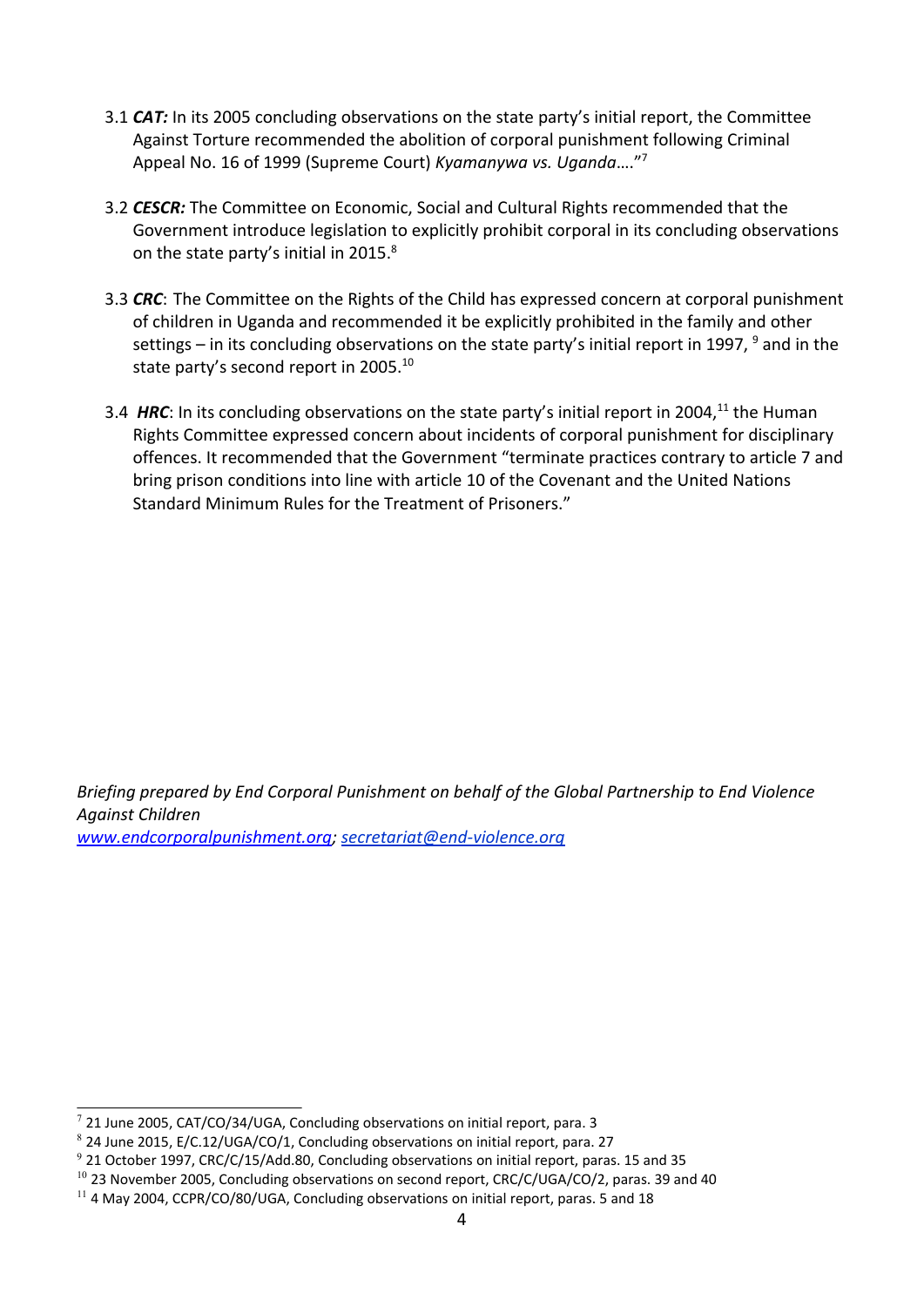3.1 ***CAT:*** In its 2005 concluding observations on the state party's initial report, the Committee Against Torture recommended the abolition of corporal punishment following Criminal Appeal No. 16 of 1999 (Supreme Court) *Kyamanywa vs. Uganda*…."[7]

3.2 ***CESCR:*** The Committee on Economic, Social and Cultural Rights recommended that the Government introduce legislation to explicitly prohibit corporal in its concluding observations on the state party's initial in 2015.[8]

3.3 ***CRC***: The Committee on the Rights of the Child has expressed concern at corporal punishment of children in Uganda and recommended it be explicitly prohibited in the family and other settings – in its concluding observations on the state party's initial report in 1997, [9] and in the state party's second report in 2005.[10]

3.4 ***HRC***: In its concluding observations on the state party's initial report in 2004,[11] the Human Rights Committee expressed concern about incidents of corporal punishment for disciplinary offences. It recommended that the Government "terminate practices contrary to article 7 and bring prison conditions into line with article 10 of the Covenant and the United Nations Standard Minimum Rules for the Treatment of Prisoners."

*Briefing prepared by End Corporal Punishment on behalf of the Global Partnership to End Violence Against Children*
*www.endcorporalpunishment.org; secretariat@end-violence.org*

---

[7] 21 June 2005, CAT/CO/34/UGA, Concluding observations on initial report, para. 3
[8] 24 June 2015, E/C.12/UGA/CO/1, Concluding observations on initial report, para. 27
[9] 21 October 1997, CRC/C/15/Add.80, Concluding observations on initial report, paras. 15 and 35
[10] 23 November 2005, Concluding observations on second report, CRC/C/UGA/CO/2, paras. 39 and 40
[11] 4 May 2004, CCPR/CO/80/UGA, Concluding observations on initial report, paras. 5 and 18